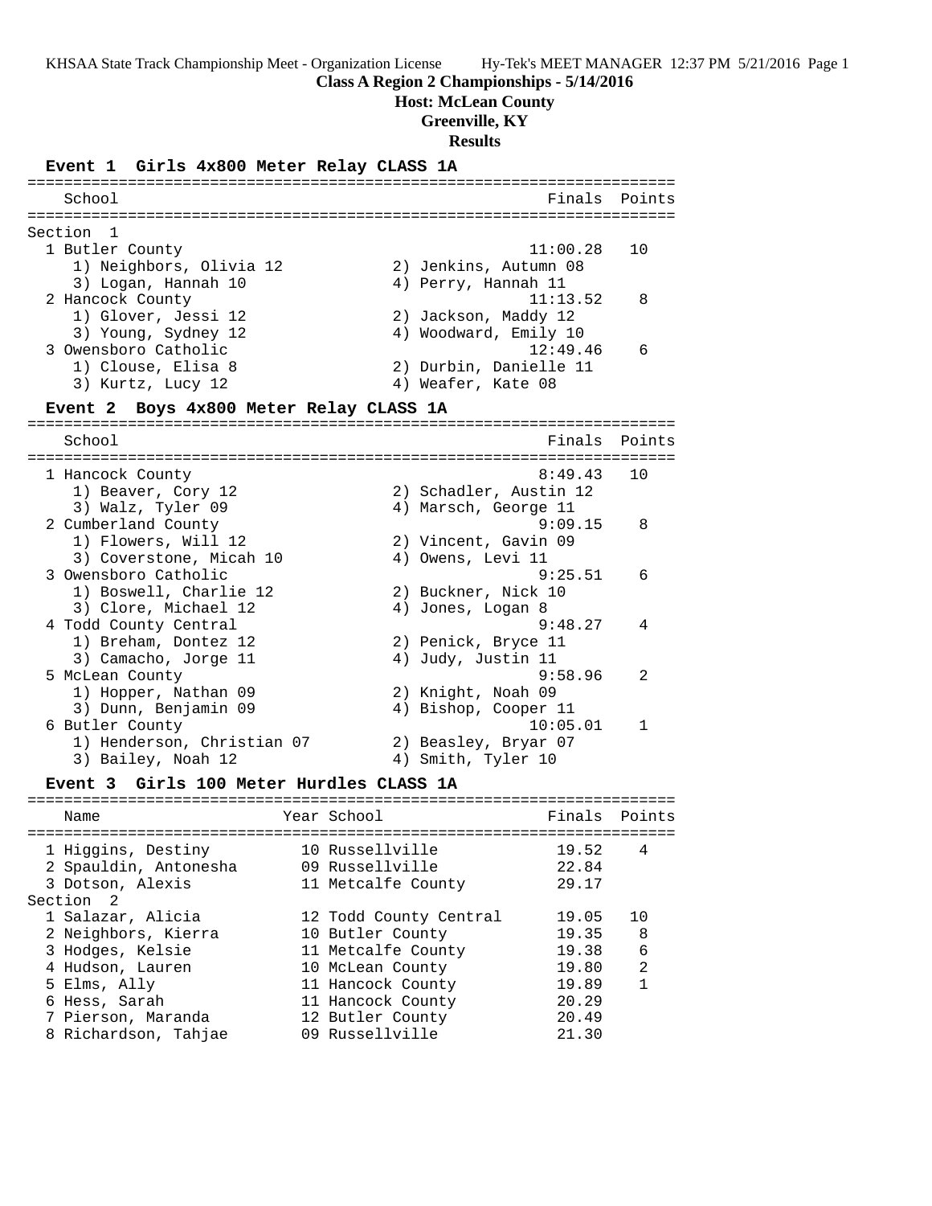**Class A Region 2 Championships - 5/14/2016**

**Host: McLean County**

**Greenville, KY**

**Results**

### Event 1 Girls 4x800 Meter Relay CLASS 1A

Section 1

| Place | School | Finals | Points |
|---|---|---|---|
| 1 | Butler County | 11:00.28 | 10 |
| | 1) Neighbors, Olivia 12; 2) Jenkins, Autumn 08; 3) Logan, Hannah 10; 4) Perry, Hannah 11 | | |
| 2 | Hancock County | 11:13.52 | 8 |
| | 1) Glover, Jessi 12; 2) Jackson, Maddy 12; 3) Young, Sydney 12; 4) Woodward, Emily 10 | | |
| 3 | Owensboro Catholic | 12:49.46 | 6 |
| | 1) Clouse, Elisa 8; 2) Durbin, Danielle 11; 3) Kurtz, Lucy 12; 4) Weafer, Kate 08 | | |

### Event 2 Boys 4x800 Meter Relay CLASS 1A

| Place | School | Finals | Points |
|---|---|---|---|
| 1 | Hancock County | 8:49.43 | 10 |
| | 1) Beaver, Cory 12; 2) Schadler, Austin 12; 3) Walz, Tyler 09; 4) Marsch, George 11 | | |
| 2 | Cumberland County | 9:09.15 | 8 |
| | 1) Flowers, Will 12; 2) Vincent, Gavin 09; 3) Coverstone, Micah 10; 4) Owens, Levi 11 | | |
| 3 | Owensboro Catholic | 9:25.51 | 6 |
| | 1) Boswell, Charlie 12; 2) Buckner, Nick 10; 3) Clore, Michael 12; 4) Jones, Logan 8 | | |
| 4 | Todd County Central | 9:48.27 | 4 |
| | 1) Breham, Dontez 12; 2) Penick, Bryce 11; 3) Camacho, Jorge 11; 4) Judy, Justin 11 | | |
| 5 | McLean County | 9:58.96 | 2 |
| | 1) Hopper, Nathan 09; 2) Knight, Noah 09; 3) Dunn, Benjamin 09; 4) Bishop, Cooper 11 | | |
| 6 | Butler County | 10:05.01 | 1 |
| | 1) Henderson, Christian 07; 2) Beasley, Bryar 07; 3) Bailey, Noah 12; 4) Smith, Tyler 10 | | |

### Event 3 Girls 100 Meter Hurdles CLASS 1A

| Place | Name | Year | School | Finals | Points |
|---|---|---|---|---|---|
| 1 | Higgins, Destiny | 10 | Russellville | 19.52 | 4 |
| 2 | Spauldin, Antonesha | 09 | Russellville | 22.84 | |
| 3 | Dotson, Alexis | 11 | Metcalfe County | 29.17 | |
| **Section 2** | | | | | |
| 1 | Salazar, Alicia | 12 | Todd County Central | 19.05 | 10 |
| 2 | Neighbors, Kierra | 10 | Butler County | 19.35 | 8 |
| 3 | Hodges, Kelsie | 11 | Metcalfe County | 19.38 | 6 |
| 4 | Hudson, Lauren | 10 | McLean County | 19.80 | 2 |
| 5 | Elms, Ally | 11 | Hancock County | 19.89 | 1 |
| 6 | Hess, Sarah | 11 | Hancock County | 20.29 | |
| 7 | Pierson, Maranda | 12 | Butler County | 20.49 | |
| 8 | Richardson, Tahjae | 09 | Russellville | 21.30 | |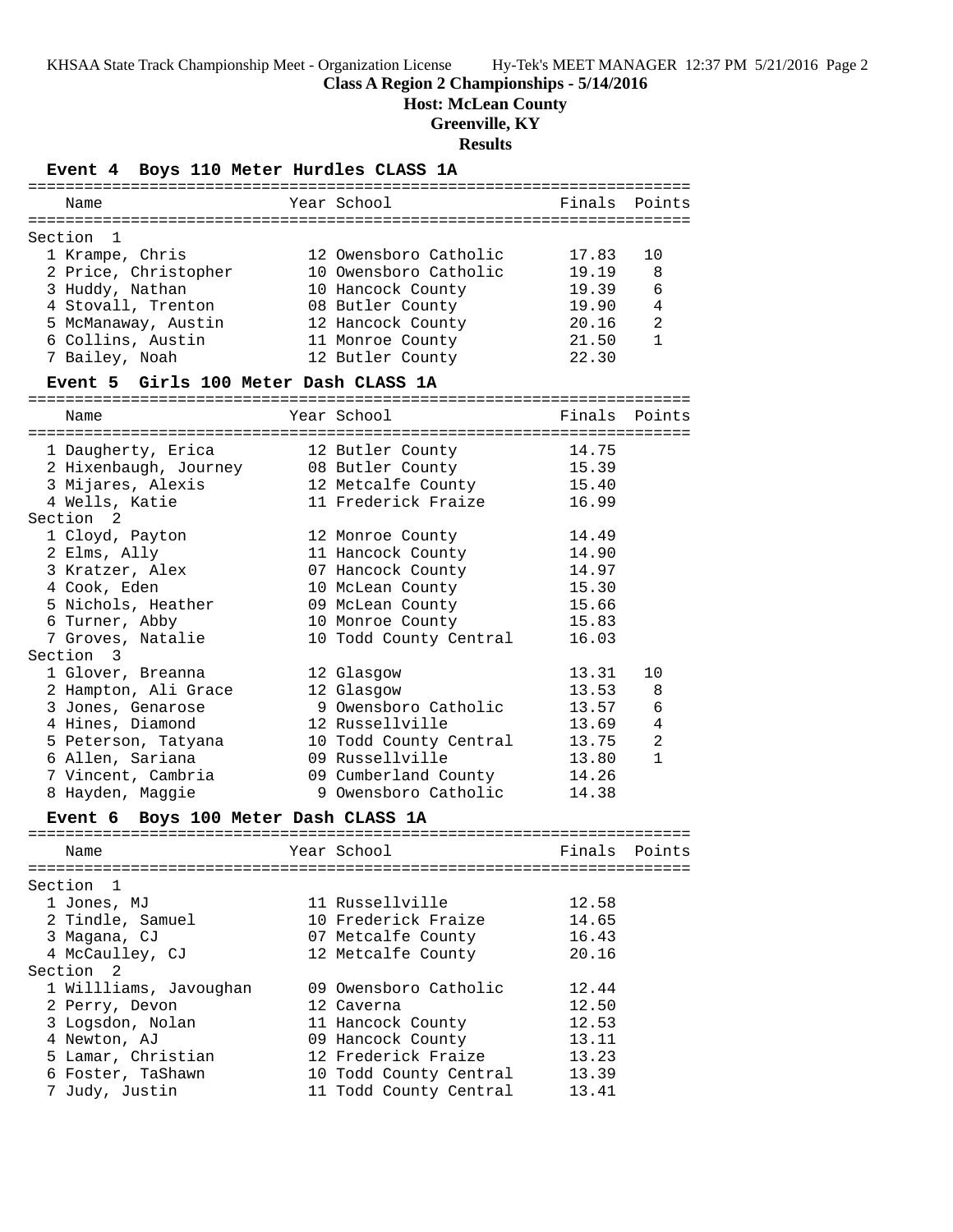**Class A Region 2 Championships - 5/14/2016**

**Host: McLean County**

**Greenville, KY**

**Results**

### Event 4 Boys 110 Meter Hurdles CLASS 1A

| Name | Year | School | Finals | Points |
|---|---|---|---|---|
| **Section 1** | | | | |
| 1 Krampe, Chris | 12 | Owensboro Catholic | 17.83 | 10 |
| 2 Price, Christopher | 10 | Owensboro Catholic | 19.19 | 8 |
| 3 Huddy, Nathan | 10 | Hancock County | 19.39 | 6 |
| 4 Stovall, Trenton | 08 | Butler County | 19.90 | 4 |
| 5 McManaway, Austin | 12 | Hancock County | 20.16 | 2 |
| 6 Collins, Austin | 11 | Monroe County | 21.50 | 1 |
| 7 Bailey, Noah | 12 | Butler County | 22.30 | |

### Event 5 Girls 100 Meter Dash CLASS 1A

| Name | Year | School | Finals | Points |
|---|---|---|---|---|
| 1 Daugherty, Erica | 12 | Butler County | 14.75 | |
| 2 Hixenbaugh, Journey | 08 | Butler County | 15.39 | |
| 3 Mijares, Alexis | 12 | Metcalfe County | 15.40 | |
| 4 Wells, Katie | 11 | Frederick Fraize | 16.99 | |
| **Section 2** | | | | |
| 1 Cloyd, Payton | 12 | Monroe County | 14.49 | |
| 2 Elms, Ally | 11 | Hancock County | 14.90 | |
| 3 Kratzer, Alex | 07 | Hancock County | 14.97 | |
| 4 Cook, Eden | 10 | McLean County | 15.30 | |
| 5 Nichols, Heather | 09 | McLean County | 15.66 | |
| 6 Turner, Abby | 10 | Monroe County | 15.83 | |
| 7 Groves, Natalie | 10 | Todd County Central | 16.03 | |
| **Section 3** | | | | |
| 1 Glover, Breanna | 12 | Glasgow | 13.31 | 10 |
| 2 Hampton, Ali Grace | 12 | Glasgow | 13.53 | 8 |
| 3 Jones, Genarose | 9 | Owensboro Catholic | 13.57 | 6 |
| 4 Hines, Diamond | 12 | Russellville | 13.69 | 4 |
| 5 Peterson, Tatyana | 10 | Todd County Central | 13.75 | 2 |
| 6 Allen, Sariana | 09 | Russellville | 13.80 | 1 |
| 7 Vincent, Cambria | 09 | Cumberland County | 14.26 | |
| 8 Hayden, Maggie | 9 | Owensboro Catholic | 14.38 | |

### Event 6 Boys 100 Meter Dash CLASS 1A

| Name | Year | School | Finals | Points |
|---|---|---|---|---|
| **Section 1** | | | | |
| 1 Jones, MJ | 11 | Russellville | 12.58 | |
| 2 Tindle, Samuel | 10 | Frederick Fraize | 14.65 | |
| 3 Magana, CJ | 07 | Metcalfe County | 16.43 | |
| 4 McCaulley, CJ | 12 | Metcalfe County | 20.16 | |
| **Section 2** | | | | |
| 1 Willliams, Javoughan | 09 | Owensboro Catholic | 12.44 | |
| 2 Perry, Devon | 12 | Caverna | 12.50 | |
| 3 Logsdon, Nolan | 11 | Hancock County | 12.53 | |
| 4 Newton, AJ | 09 | Hancock County | 13.11 | |
| 5 Lamar, Christian | 12 | Frederick Fraize | 13.23 | |
| 6 Foster, TaShawn | 10 | Todd County Central | 13.39 | |
| 7 Judy, Justin | 11 | Todd County Central | 13.41 | |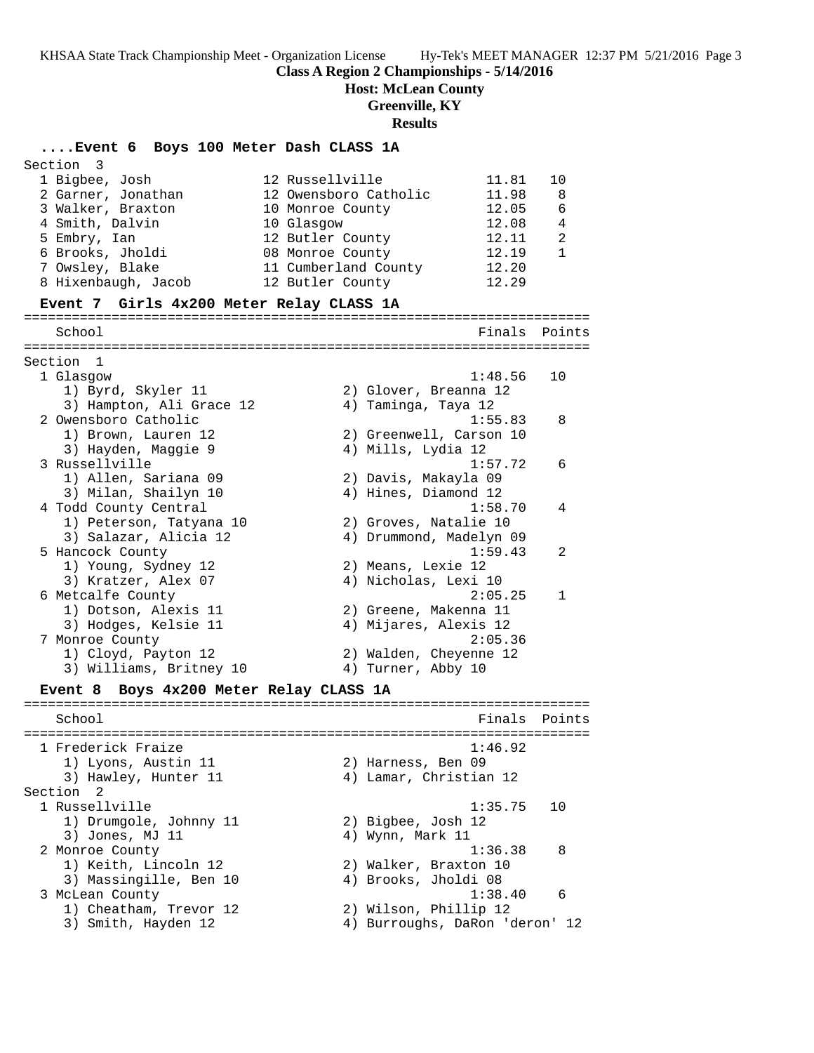**Class A Region 2 Championships - 5/14/2016**

**Host: McLean County**

**Greenville, KY**

**Results**

### ....Event 6 Boys 100 Meter Dash CLASS 1A

Section 3

| Place | Name | Year | School | Time | Points |
|---|---|---|---|---|---|
| 1 | Bigbee, Josh | 12 | Russellville | 11.81 | 10 |
| 2 | Garner, Jonathan | 12 | Owensboro Catholic | 11.98 | 8 |
| 3 | Walker, Braxton | 10 | Monroe County | 12.05 | 6 |
| 4 | Smith, Dalvin | 10 | Glasgow | 12.08 | 4 |
| 5 | Embry, Ian | 12 | Butler County | 12.11 | 2 |
| 6 | Brooks, Jholdi | 08 | Monroe County | 12.19 | 1 |
| 7 | Owsley, Blake | 11 | Cumberland County | 12.20 | |
| 8 | Hixenbaugh, Jacob | 12 | Butler County | 12.29 | |

### Event 7 Girls 4x200 Meter Relay CLASS 1A

| School | Finals | Points |
|---|---|---|
| **Section 1** | | |
| 1 Glasgow | 1:48.56 | 10 |
| 1) Byrd, Skyler 11; 2) Glover, Breanna 12; 3) Hampton, Ali Grace 12; 4) Taminga, Taya 12 | | |
| 2 Owensboro Catholic | 1:55.83 | 8 |
| 1) Brown, Lauren 12; 2) Greenwell, Carson 10; 3) Hayden, Maggie 9; 4) Mills, Lydia 12 | | |
| 3 Russellville | 1:57.72 | 6 |
| 1) Allen, Sariana 09; 2) Davis, Makayla 09; 3) Milan, Shailyn 10; 4) Hines, Diamond 12 | | |
| 4 Todd County Central | 1:58.70 | 4 |
| 1) Peterson, Tatyana 10; 2) Groves, Natalie 10; 3) Salazar, Alicia 12; 4) Drummond, Madelyn 09 | | |
| 5 Hancock County | 1:59.43 | 2 |
| 1) Young, Sydney 12; 2) Means, Lexie 12; 3) Kratzer, Alex 07; 4) Nicholas, Lexi 10 | | |
| 6 Metcalfe County | 2:05.25 | 1 |
| 1) Dotson, Alexis 11; 2) Greene, Makenna 11; 3) Hodges, Kelsie 11; 4) Mijares, Alexis 12 | | |
| 7 Monroe County | 2:05.36 | |
| 1) Cloyd, Payton 12; 2) Walden, Cheyenne 12; 3) Williams, Britney 10; 4) Turner, Abby 10 | | |

### Event 8 Boys 4x200 Meter Relay CLASS 1A

| School | Finals | Points |
|---|---|---|
| 1 Frederick Fraize | 1:46.92 | |
| 1) Lyons, Austin 11; 2) Harness, Ben 09; 3) Hawley, Hunter 11; 4) Lamar, Christian 12 | | |
| **Section 2** | | |
| 1 Russellville | 1:35.75 | 10 |
| 1) Drumgole, Johnny 11; 2) Bigbee, Josh 12; 3) Jones, MJ 11; 4) Wynn, Mark 11 | | |
| 2 Monroe County | 1:36.38 | 8 |
| 1) Keith, Lincoln 12; 2) Walker, Braxton 10; 3) Massingille, Ben 10; 4) Brooks, Jholdi 08 | | |
| 3 McLean County | 1:38.40 | 6 |
| 1) Cheatham, Trevor 12; 2) Wilson, Phillip 12; 3) Smith, Hayden 12; 4) Burroughs, DaRon 'deron' 12 | | |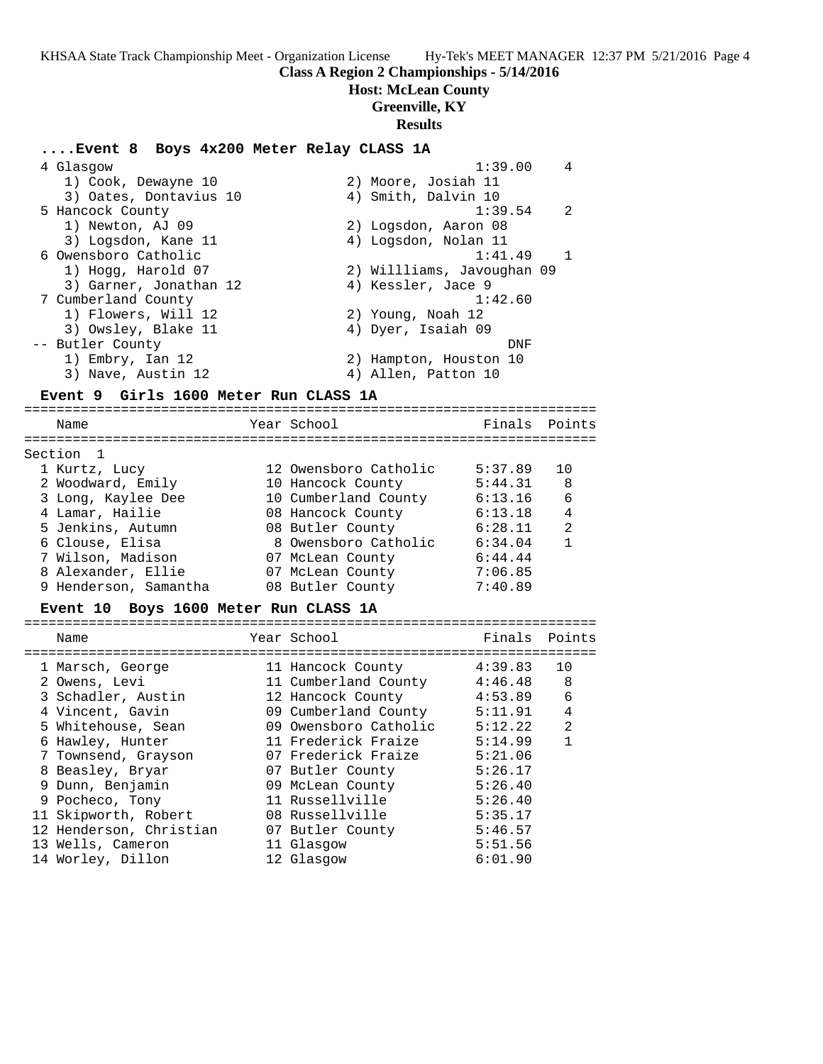# Class A Region 2 Championships - 5/14/2016

**Host: McLean County**

**Greenville, KY**

**Results**

### ....Event 8 Boys 4x200 Meter Relay CLASS 1A

| Place | School | Finals | Points |
|---|---|---|---|
| 4 | Glasgow | 1:39.00 | 4 |
| | 1) Cook, Dewayne 10; 2) Moore, Josiah 11; 3) Oates, Dontavius 10; 4) Smith, Dalvin 10 | | |
| 5 | Hancock County | 1:39.54 | 2 |
| | 1) Newton, AJ 09; 2) Logsdon, Aaron 08; 3) Logsdon, Kane 11; 4) Logsdon, Nolan 11 | | |
| 6 | Owensboro Catholic | 1:41.49 | 1 |
| | 1) Hogg, Harold 07; 2) Willliams, Javoughan 09; 3) Garner, Jonathan 12; 4) Kessler, Jace 9 | | |
| 7 | Cumberland County | 1:42.60 | |
| | 1) Flowers, Will 12; 2) Young, Noah 12; 3) Owsley, Blake 11; 4) Dyer, Isaiah 09 | | |
| -- | Butler County | DNF | |
| | 1) Embry, Ian 12; 2) Hampton, Houston 10; 3) Nave, Austin 12; 4) Allen, Patton 10 | | |

### Event 9 Girls 1600 Meter Run CLASS 1A

Section 1

| Place | Name | Year | School | Finals | Points |
|---|---|---|---|---|---|
| 1 | Kurtz, Lucy | 12 | Owensboro Catholic | 5:37.89 | 10 |
| 2 | Woodward, Emily | 10 | Hancock County | 5:44.31 | 8 |
| 3 | Long, Kaylee Dee | 10 | Cumberland County | 6:13.16 | 6 |
| 4 | Lamar, Hailie | 08 | Hancock County | 6:13.18 | 4 |
| 5 | Jenkins, Autumn | 08 | Butler County | 6:28.11 | 2 |
| 6 | Clouse, Elisa | 8 | Owensboro Catholic | 6:34.04 | 1 |
| 7 | Wilson, Madison | 07 | McLean County | 6:44.44 | |
| 8 | Alexander, Ellie | 07 | McLean County | 7:06.85 | |
| 9 | Henderson, Samantha | 08 | Butler County | 7:40.89 | |

### Event 10 Boys 1600 Meter Run CLASS 1A

| Place | Name | Year | School | Finals | Points |
|---|---|---|---|---|---|
| 1 | Marsch, George | 11 | Hancock County | 4:39.83 | 10 |
| 2 | Owens, Levi | 11 | Cumberland County | 4:46.48 | 8 |
| 3 | Schadler, Austin | 12 | Hancock County | 4:53.89 | 6 |
| 4 | Vincent, Gavin | 09 | Cumberland County | 5:11.91 | 4 |
| 5 | Whitehouse, Sean | 09 | Owensboro Catholic | 5:12.22 | 2 |
| 6 | Hawley, Hunter | 11 | Frederick Fraize | 5:14.99 | 1 |
| 7 | Townsend, Grayson | 07 | Frederick Fraize | 5:21.06 | |
| 8 | Beasley, Bryar | 07 | Butler County | 5:26.17 | |
| 9 | Dunn, Benjamin | 09 | McLean County | 5:26.40 | |
| 9 | Pocheco, Tony | 11 | Russellville | 5:26.40 | |
| 11 | Skipworth, Robert | 08 | Russellville | 5:35.17 | |
| 12 | Henderson, Christian | 07 | Butler County | 5:46.57 | |
| 13 | Wells, Cameron | 11 | Glasgow | 5:51.56 | |
| 14 | Worley, Dillon | 12 | Glasgow | 6:01.90 | |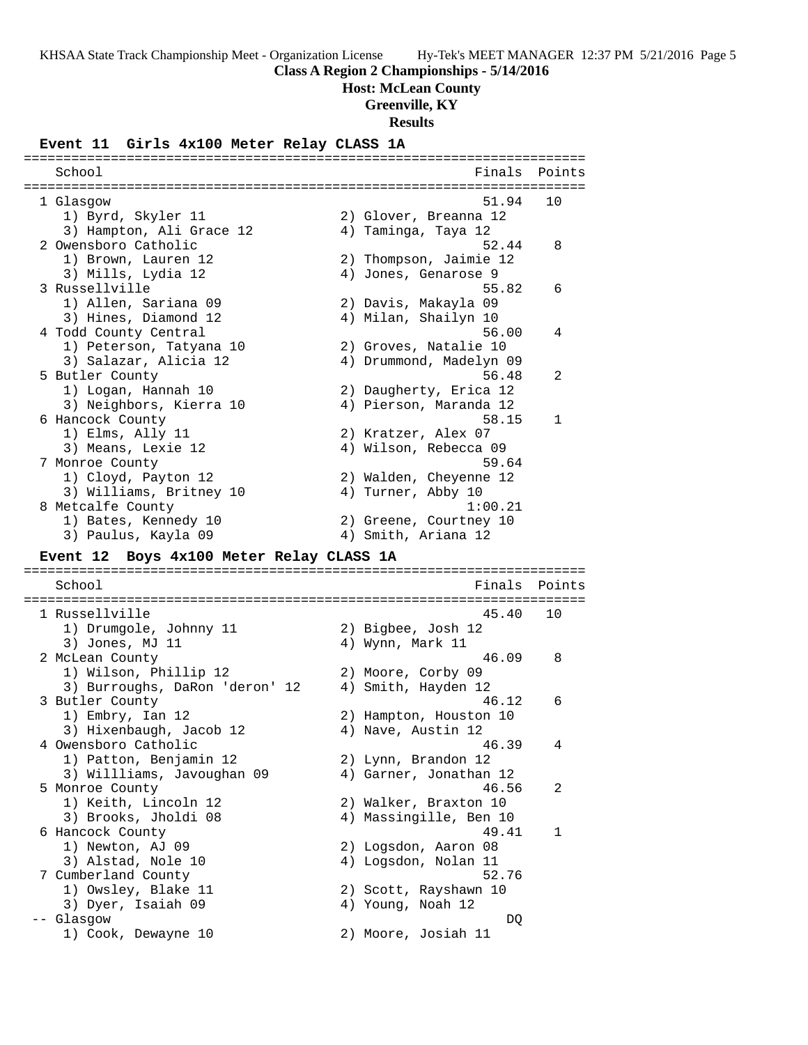**Class A Region 2 Championships - 5/14/2016**

**Host: McLean County**

**Greenville, KY**

**Results**

### Event 11 Girls 4x100 Meter Relay CLASS 1A

| Place | School | Finals | Points |
|---|---|---|---|
| 1 | Glasgow | 51.94 | 10 |
| | 1) Byrd, Skyler 11; 2) Glover, Breanna 12; 3) Hampton, Ali Grace 12; 4) Taminga, Taya 12 | | |
| 2 | Owensboro Catholic | 52.44 | 8 |
| | 1) Brown, Lauren 12; 2) Thompson, Jaimie 12; 3) Mills, Lydia 12; 4) Jones, Genarose 9 | | |
| 3 | Russellville | 55.82 | 6 |
| | 1) Allen, Sariana 09; 2) Davis, Makayla 09; 3) Hines, Diamond 12; 4) Milan, Shailyn 10 | | |
| 4 | Todd County Central | 56.00 | 4 |
| | 1) Peterson, Tatyana 10; 2) Groves, Natalie 10; 3) Salazar, Alicia 12; 4) Drummond, Madelyn 09 | | |
| 5 | Butler County | 56.48 | 2 |
| | 1) Logan, Hannah 10; 2) Daugherty, Erica 12; 3) Neighbors, Kierra 10; 4) Pierson, Maranda 12 | | |
| 6 | Hancock County | 58.15 | 1 |
| | 1) Elms, Ally 11; 2) Kratzer, Alex 07; 3) Means, Lexie 12; 4) Wilson, Rebecca 09 | | |
| 7 | Monroe County | 59.64 | |
| | 1) Cloyd, Payton 12; 2) Walden, Cheyenne 12; 3) Williams, Britney 10; 4) Turner, Abby 10 | | |
| 8 | Metcalfe County | 1:00.21 | |
| | 1) Bates, Kennedy 10; 2) Greene, Courtney 10; 3) Paulus, Kayla 09; 4) Smith, Ariana 12 | | |

### Event 12 Boys 4x100 Meter Relay CLASS 1A

| Place | School | Finals | Points |
|---|---|---|---|
| 1 | Russellville | 45.40 | 10 |
| | 1) Drumgole, Johnny 11; 2) Bigbee, Josh 12; 3) Jones, MJ 11; 4) Wynn, Mark 11 | | |
| 2 | McLean County | 46.09 | 8 |
| | 1) Wilson, Phillip 12; 2) Moore, Corby 09; 3) Burroughs, DaRon 'deron' 12; 4) Smith, Hayden 12 | | |
| 3 | Butler County | 46.12 | 6 |
| | 1) Embry, Ian 12; 2) Hampton, Houston 10; 3) Hixenbaugh, Jacob 12; 4) Nave, Austin 12 | | |
| 4 | Owensboro Catholic | 46.39 | 4 |
| | 1) Patton, Benjamin 12; 2) Lynn, Brandon 12; 3) Willliams, Javoughan 09; 4) Garner, Jonathan 12 | | |
| 5 | Monroe County | 46.56 | 2 |
| | 1) Keith, Lincoln 12; 2) Walker, Braxton 10; 3) Brooks, Jholdi 08; 4) Massingille, Ben 10 | | |
| 6 | Hancock County | 49.41 | 1 |
| | 1) Newton, AJ 09; 2) Logsdon, Aaron 08; 3) Alstad, Nole 10; 4) Logsdon, Nolan 11 | | |
| 7 | Cumberland County | 52.76 | |
| | 1) Owsley, Blake 11; 2) Scott, Rayshawn 10; 3) Dyer, Isaiah 09; 4) Young, Noah 12 | | |
| -- | Glasgow | DQ | |
| | 1) Cook, Dewayne 10; 2) Moore, Josiah 11 | | |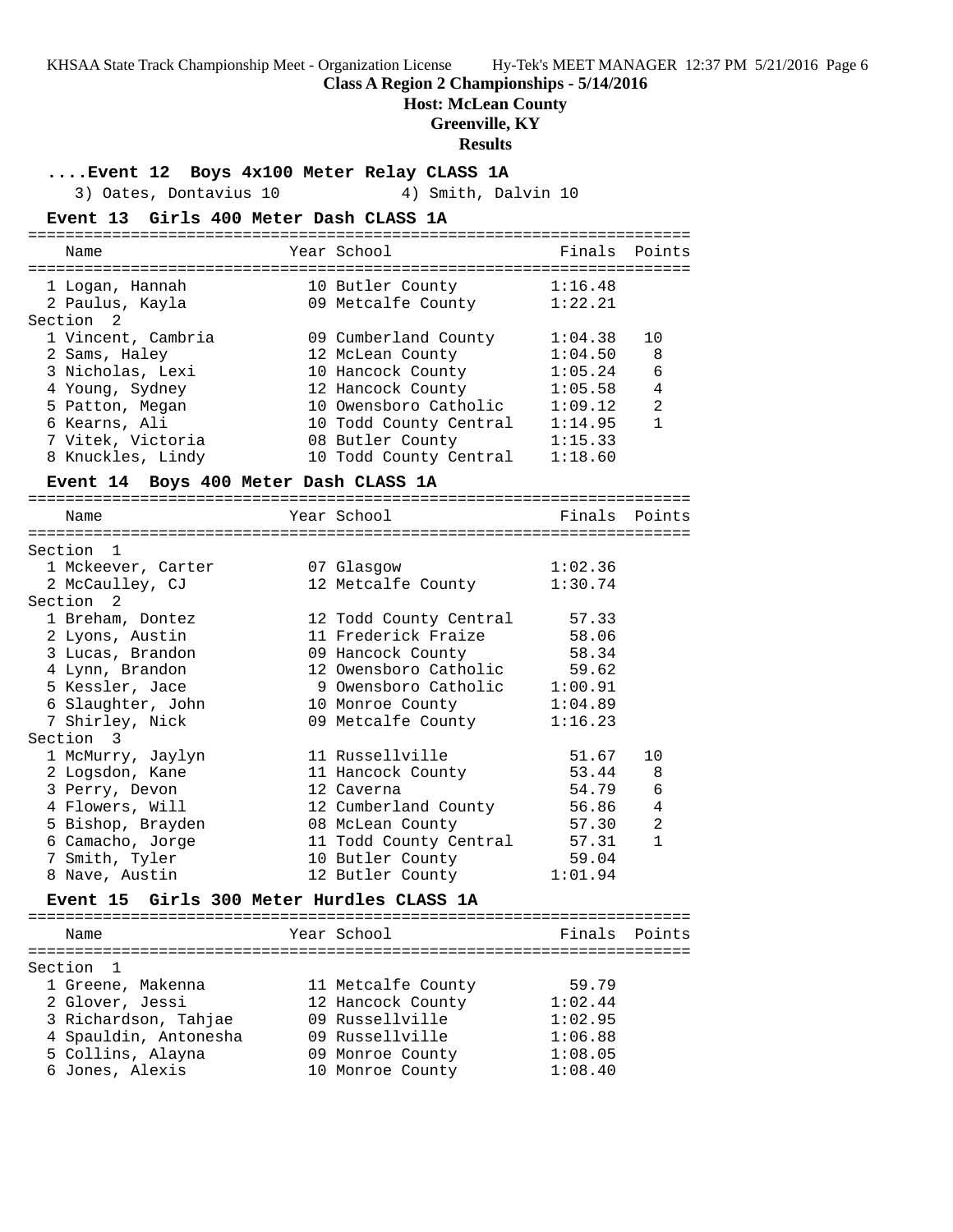**Class A Region 2 Championships - 5/14/2016**

**Host: McLean County**

**Greenville, KY**

**Results**

### ....Event 12 Boys 4x100 Meter Relay CLASS 1A

3) Oates, Dontavius 10 4) Smith, Dalvin 10

### Event 13 Girls 400 Meter Dash CLASS 1A

| Name | Year | School | Finals | Points |
|---|---|---|---|---|
| 1 Logan, Hannah | 10 | Butler County | 1:16.48 | |
| 2 Paulus, Kayla | 09 | Metcalfe County | 1:22.21 | |
| **Section 2** | | | | |
| 1 Vincent, Cambria | 09 | Cumberland County | 1:04.38 | 10 |
| 2 Sams, Haley | 12 | McLean County | 1:04.50 | 8 |
| 3 Nicholas, Lexi | 10 | Hancock County | 1:05.24 | 6 |
| 4 Young, Sydney | 12 | Hancock County | 1:05.58 | 4 |
| 5 Patton, Megan | 10 | Owensboro Catholic | 1:09.12 | 2 |
| 6 Kearns, Ali | 10 | Todd County Central | 1:14.95 | 1 |
| 7 Vitek, Victoria | 08 | Butler County | 1:15.33 | |
| 8 Knuckles, Lindy | 10 | Todd County Central | 1:18.60 | |

### Event 14 Boys 400 Meter Dash CLASS 1A

| Name | Year | School | Finals | Points |
|---|---|---|---|---|
| **Section 1** | | | | |
| 1 Mckeever, Carter | 07 | Glasgow | 1:02.36 | |
| 2 McCaulley, CJ | 12 | Metcalfe County | 1:30.74 | |
| **Section 2** | | | | |
| 1 Breham, Dontez | 12 | Todd County Central | 57.33 | |
| 2 Lyons, Austin | 11 | Frederick Fraize | 58.06 | |
| 3 Lucas, Brandon | 09 | Hancock County | 58.34 | |
| 4 Lynn, Brandon | 12 | Owensboro Catholic | 59.62 | |
| 5 Kessler, Jace | 9 | Owensboro Catholic | 1:00.91 | |
| 6 Slaughter, John | 10 | Monroe County | 1:04.89 | |
| 7 Shirley, Nick | 09 | Metcalfe County | 1:16.23 | |
| **Section 3** | | | | |
| 1 McMurry, Jaylyn | 11 | Russellville | 51.67 | 10 |
| 2 Logsdon, Kane | 11 | Hancock County | 53.44 | 8 |
| 3 Perry, Devon | 12 | Caverna | 54.79 | 6 |
| 4 Flowers, Will | 12 | Cumberland County | 56.86 | 4 |
| 5 Bishop, Brayden | 08 | McLean County | 57.30 | 2 |
| 6 Camacho, Jorge | 11 | Todd County Central | 57.31 | 1 |
| 7 Smith, Tyler | 10 | Butler County | 59.04 | |
| 8 Nave, Austin | 12 | Butler County | 1:01.94 | |

### Event 15 Girls 300 Meter Hurdles CLASS 1A

| Name | Year | School | Finals | Points |
|---|---|---|---|---|
| **Section 1** | | | | |
| 1 Greene, Makenna | 11 | Metcalfe County | 59.79 | |
| 2 Glover, Jessi | 12 | Hancock County | 1:02.44 | |
| 3 Richardson, Tahjae | 09 | Russellville | 1:02.95 | |
| 4 Spauldin, Antonesha | 09 | Russellville | 1:06.88 | |
| 5 Collins, Alayna | 09 | Monroe County | 1:08.05 | |
| 6 Jones, Alexis | 10 | Monroe County | 1:08.40 | |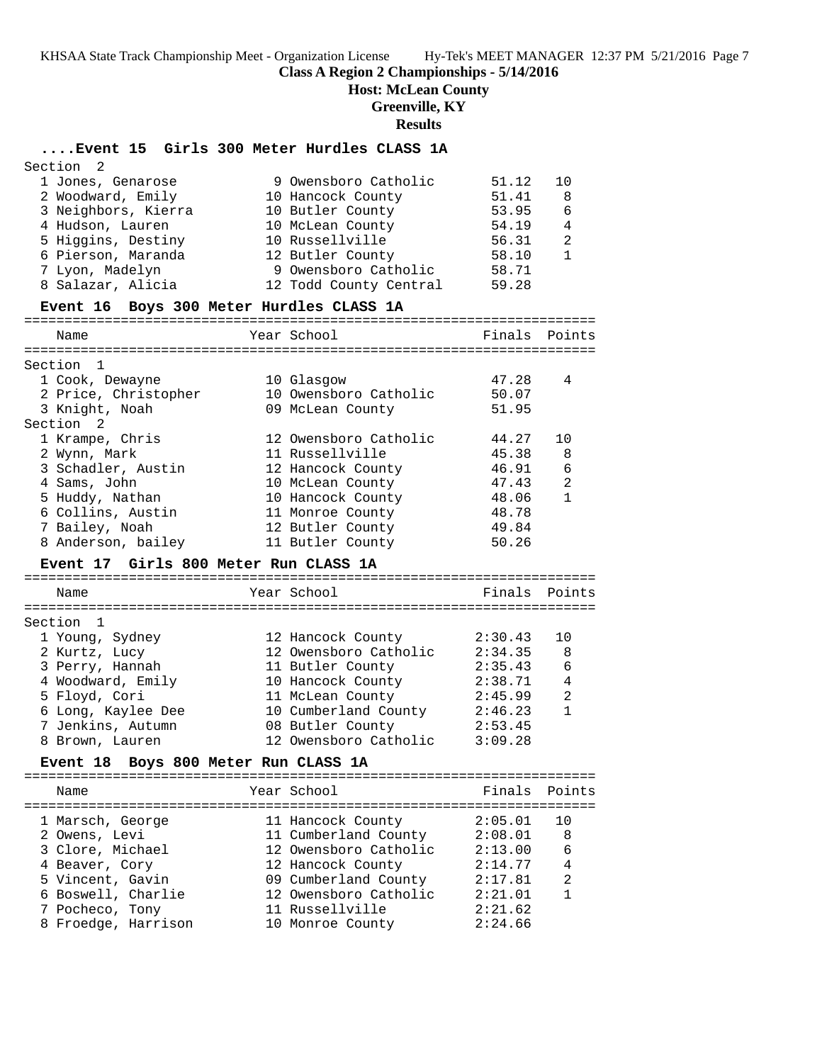**Class A Region 2 Championships - 5/14/2016**

**Host: McLean County**

**Greenville, KY**

**Results**

## ....Event 15 Girls 300 Meter Hurdles CLASS 1A

Section 2

| Place | Name | Year | School | Finals | Points |
|---|---|---|---|---|---|
| 1 | Jones, Genarose | 9 | Owensboro Catholic | 51.12 | 10 |
| 2 | Woodward, Emily | 10 | Hancock County | 51.41 | 8 |
| 3 | Neighbors, Kierra | 10 | Butler County | 53.95 | 6 |
| 4 | Hudson, Lauren | 10 | McLean County | 54.19 | 4 |
| 5 | Higgins, Destiny | 10 | Russellville | 56.31 | 2 |
| 6 | Pierson, Maranda | 12 | Butler County | 58.10 | 1 |
| 7 | Lyon, Madelyn | 9 | Owensboro Catholic | 58.71 | |
| 8 | Salazar, Alicia | 12 | Todd County Central | 59.28 | |

## Event 16 Boys 300 Meter Hurdles CLASS 1A

| Place | Name | Year | School | Finals | Points |
|---|---|---|---|---|---|
| **Section 1** | | | | | |
| 1 | Cook, Dewayne | 10 | Glasgow | 47.28 | 4 |
| 2 | Price, Christopher | 10 | Owensboro Catholic | 50.07 | |
| 3 | Knight, Noah | 09 | McLean County | 51.95 | |
| **Section 2** | | | | | |
| 1 | Krampe, Chris | 12 | Owensboro Catholic | 44.27 | 10 |
| 2 | Wynn, Mark | 11 | Russellville | 45.38 | 8 |
| 3 | Schadler, Austin | 12 | Hancock County | 46.91 | 6 |
| 4 | Sams, John | 10 | McLean County | 47.43 | 2 |
| 5 | Huddy, Nathan | 10 | Hancock County | 48.06 | 1 |
| 6 | Collins, Austin | 11 | Monroe County | 48.78 | |
| 7 | Bailey, Noah | 12 | Butler County | 49.84 | |
| 8 | Anderson, bailey | 11 | Butler County | 50.26 | |

## Event 17 Girls 800 Meter Run CLASS 1A

| Place | Name | Year | School | Finals | Points |
|---|---|---|---|---|---|
| **Section 1** | | | | | |
| 1 | Young, Sydney | 12 | Hancock County | 2:30.43 | 10 |
| 2 | Kurtz, Lucy | 12 | Owensboro Catholic | 2:34.35 | 8 |
| 3 | Perry, Hannah | 11 | Butler County | 2:35.43 | 6 |
| 4 | Woodward, Emily | 10 | Hancock County | 2:38.71 | 4 |
| 5 | Floyd, Cori | 11 | McLean County | 2:45.99 | 2 |
| 6 | Long, Kaylee Dee | 10 | Cumberland County | 2:46.23 | 1 |
| 7 | Jenkins, Autumn | 08 | Butler County | 2:53.45 | |
| 8 | Brown, Lauren | 12 | Owensboro Catholic | 3:09.28 | |

## Event 18 Boys 800 Meter Run CLASS 1A

| Place | Name | Year | School | Finals | Points |
|---|---|---|---|---|---|
| 1 | Marsch, George | 11 | Hancock County | 2:05.01 | 10 |
| 2 | Owens, Levi | 11 | Cumberland County | 2:08.01 | 8 |
| 3 | Clore, Michael | 12 | Owensboro Catholic | 2:13.00 | 6 |
| 4 | Beaver, Cory | 12 | Hancock County | 2:14.77 | 4 |
| 5 | Vincent, Gavin | 09 | Cumberland County | 2:17.81 | 2 |
| 6 | Boswell, Charlie | 12 | Owensboro Catholic | 2:21.01 | 1 |
| 7 | Pocheco, Tony | 11 | Russellville | 2:21.62 | |
| 8 | Froedge, Harrison | 10 | Monroe County | 2:24.66 | |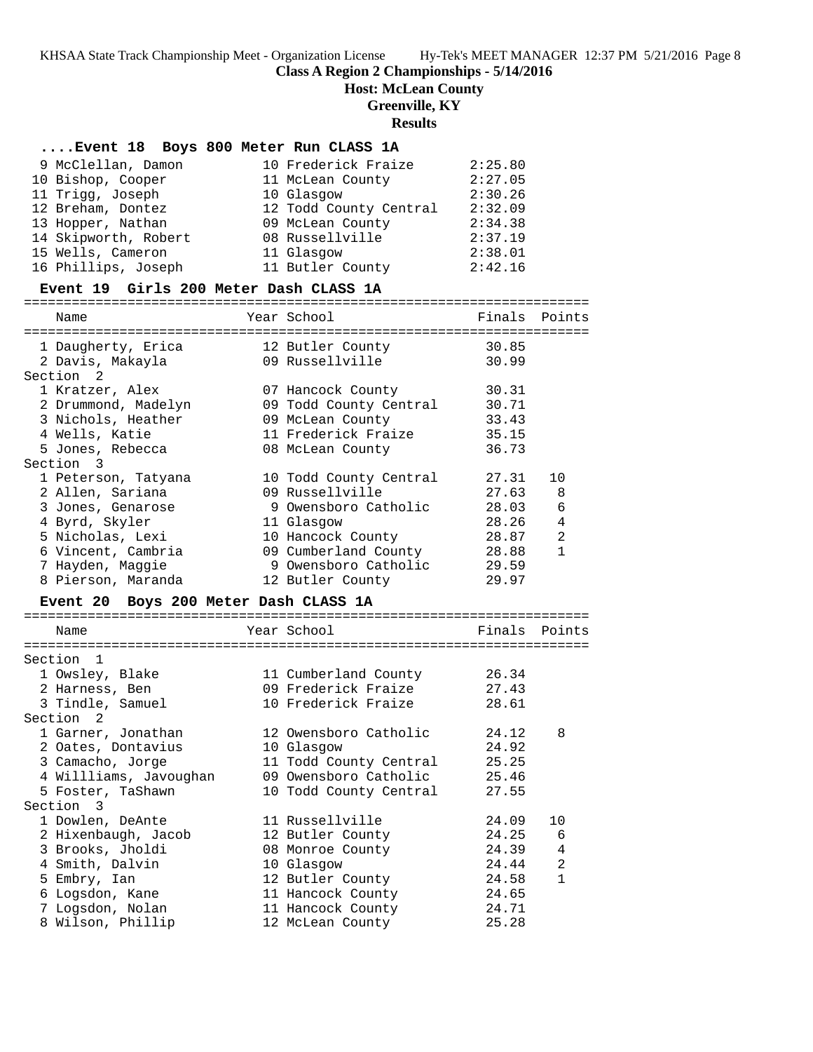# Class A Region 2 Championships - 5/14/2016

**Host: McLean County**

**Greenville, KY**

**Results**

### ....Event 18 Boys 800 Meter Run CLASS 1A

| Place | Name | Year | School | Finals | Points |
|---|---|---|---|---|---|
| 9 | McClellan, Damon | 10 | Frederick Fraize | 2:25.80 | |
| 10 | Bishop, Cooper | 11 | McLean County | 2:27.05 | |
| 11 | Trigg, Joseph | 10 | Glasgow | 2:30.26 | |
| 12 | Breham, Dontez | 12 | Todd County Central | 2:32.09 | |
| 13 | Hopper, Nathan | 09 | McLean County | 2:34.38 | |
| 14 | Skipworth, Robert | 08 | Russellville | 2:37.19 | |
| 15 | Wells, Cameron | 11 | Glasgow | 2:38.01 | |
| 16 | Phillips, Joseph | 11 | Butler County | 2:42.16 | |

### Event 19 Girls 200 Meter Dash CLASS 1A

| Place | Name | Year | School | Finals | Points |
|---|---|---|---|---|---|
| 1 | Daugherty, Erica | 12 | Butler County | 30.85 | |
| 2 | Davis, Makayla | 09 | Russellville | 30.99 | |
| **Section 2** | | | | | |
| 1 | Kratzer, Alex | 07 | Hancock County | 30.31 | |
| 2 | Drummond, Madelyn | 09 | Todd County Central | 30.71 | |
| 3 | Nichols, Heather | 09 | McLean County | 33.43 | |
| 4 | Wells, Katie | 11 | Frederick Fraize | 35.15 | |
| 5 | Jones, Rebecca | 08 | McLean County | 36.73 | |
| **Section 3** | | | | | |
| 1 | Peterson, Tatyana | 10 | Todd County Central | 27.31 | 10 |
| 2 | Allen, Sariana | 09 | Russellville | 27.63 | 8 |
| 3 | Jones, Genarose | 9 | Owensboro Catholic | 28.03 | 6 |
| 4 | Byrd, Skyler | 11 | Glasgow | 28.26 | 4 |
| 5 | Nicholas, Lexi | 10 | Hancock County | 28.87 | 2 |
| 6 | Vincent, Cambria | 09 | Cumberland County | 28.88 | 1 |
| 7 | Hayden, Maggie | 9 | Owensboro Catholic | 29.59 | |
| 8 | Pierson, Maranda | 12 | Butler County | 29.97 | |

### Event 20 Boys 200 Meter Dash CLASS 1A

| Place | Name | Year | School | Finals | Points |
|---|---|---|---|---|---|
| **Section 1** | | | | | |
| 1 | Owsley, Blake | 11 | Cumberland County | 26.34 | |
| 2 | Harness, Ben | 09 | Frederick Fraize | 27.43 | |
| 3 | Tindle, Samuel | 10 | Frederick Fraize | 28.61 | |
| **Section 2** | | | | | |
| 1 | Garner, Jonathan | 12 | Owensboro Catholic | 24.12 | 8 |
| 2 | Oates, Dontavius | 10 | Glasgow | 24.92 | |
| 3 | Camacho, Jorge | 11 | Todd County Central | 25.25 | |
| 4 | Willliams, Javoughan | 09 | Owensboro Catholic | 25.46 | |
| 5 | Foster, TaShawn | 10 | Todd County Central | 27.55 | |
| **Section 3** | | | | | |
| 1 | Dowlen, DeAnte | 11 | Russellville | 24.09 | 10 |
| 2 | Hixenbaugh, Jacob | 12 | Butler County | 24.25 | 6 |
| 3 | Brooks, Jholdi | 08 | Monroe County | 24.39 | 4 |
| 4 | Smith, Dalvin | 10 | Glasgow | 24.44 | 2 |
| 5 | Embry, Ian | 12 | Butler County | 24.58 | 1 |
| 6 | Logsdon, Kane | 11 | Hancock County | 24.65 | |
| 7 | Logsdon, Nolan | 11 | Hancock County | 24.71 | |
| 8 | Wilson, Phillip | 12 | McLean County | 25.28 | |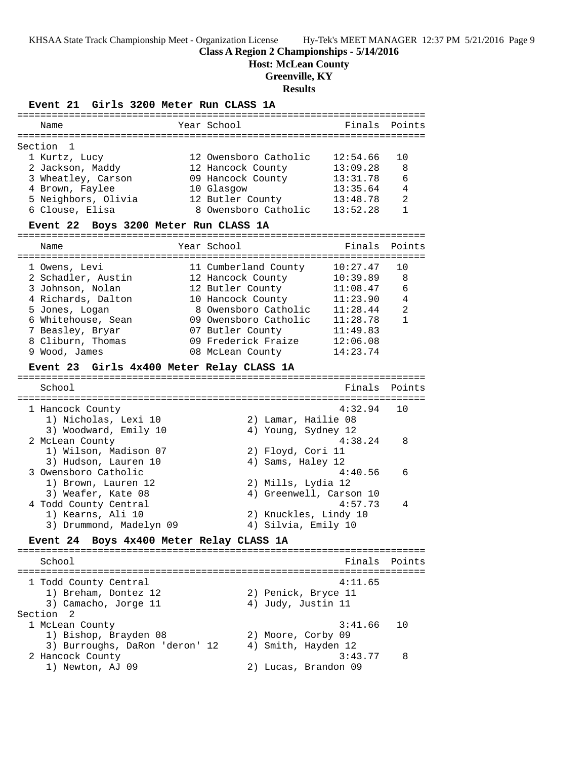**Class A Region 2 Championships - 5/14/2016**

**Host: McLean County**

**Greenville, KY**

**Results**

### Event 21 Girls 3200 Meter Run CLASS 1A

Section 1

| Place | Name | Year | School | Finals | Points |
|---|---|---|---|---|---|
| 1 | Kurtz, Lucy | 12 | Owensboro Catholic | 12:54.66 | 10 |
| 2 | Jackson, Maddy | 12 | Hancock County | 13:09.28 | 8 |
| 3 | Wheatley, Carson | 09 | Hancock County | 13:31.78 | 6 |
| 4 | Brown, Faylee | 10 | Glasgow | 13:35.64 | 4 |
| 5 | Neighbors, Olivia | 12 | Butler County | 13:48.78 | 2 |
| 6 | Clouse, Elisa | 8 | Owensboro Catholic | 13:52.28 | 1 |

### Event 22 Boys 3200 Meter Run CLASS 1A

| Place | Name | Year | School | Finals | Points |
|---|---|---|---|---|---|
| 1 | Owens, Levi | 11 | Cumberland County | 10:27.47 | 10 |
| 2 | Schadler, Austin | 12 | Hancock County | 10:39.89 | 8 |
| 3 | Johnson, Nolan | 12 | Butler County | 11:08.47 | 6 |
| 4 | Richards, Dalton | 10 | Hancock County | 11:23.90 | 4 |
| 5 | Jones, Logan | 8 | Owensboro Catholic | 11:28.44 | 2 |
| 6 | Whitehouse, Sean | 09 | Owensboro Catholic | 11:28.78 | 1 |
| 7 | Beasley, Bryar | 07 | Butler County | 11:49.83 | |
| 8 | Cliburn, Thomas | 09 | Frederick Fraize | 12:06.08 | |
| 9 | Wood, James | 08 | McLean County | 14:23.74 | |

### Event 23 Girls 4x400 Meter Relay CLASS 1A

| Place | School | Finals | Points |
|---|---|---|---|
| 1 | Hancock County | 4:32.94 | 10 |
| | 1) Nicholas, Lexi 10; 2) Lamar, Hailie 08; 3) Woodward, Emily 10; 4) Young, Sydney 12 | | |
| 2 | McLean County | 4:38.24 | 8 |
| | 1) Wilson, Madison 07; 2) Floyd, Cori 11; 3) Hudson, Lauren 10; 4) Sams, Haley 12 | | |
| 3 | Owensboro Catholic | 4:40.56 | 6 |
| | 1) Brown, Lauren 12; 2) Mills, Lydia 12; 3) Weafer, Kate 08; 4) Greenwell, Carson 10 | | |
| 4 | Todd County Central | 4:57.73 | 4 |
| | 1) Kearns, Ali 10; 2) Knuckles, Lindy 10; 3) Drummond, Madelyn 09; 4) Silvia, Emily 10 | | |

### Event 24 Boys 4x400 Meter Relay CLASS 1A

| Place | School | Finals | Points |
|---|---|---|---|
| 1 | Todd County Central | 4:11.65 | |
| | 1) Breham, Dontez 12; 2) Penick, Bryce 11; 3) Camacho, Jorge 11; 4) Judy, Justin 11 | | |

Section 2

| Place | School | Finals | Points |
|---|---|---|---|
| 1 | McLean County | 3:41.66 | 10 |
| | 1) Bishop, Brayden 08; 2) Moore, Corby 09; 3) Burroughs, DaRon 'deron' 12; 4) Smith, Hayden 12 | | |
| 2 | Hancock County | 3:43.77 | 8 |
| | 1) Newton, AJ 09; 2) Lucas, Brandon 09 | | |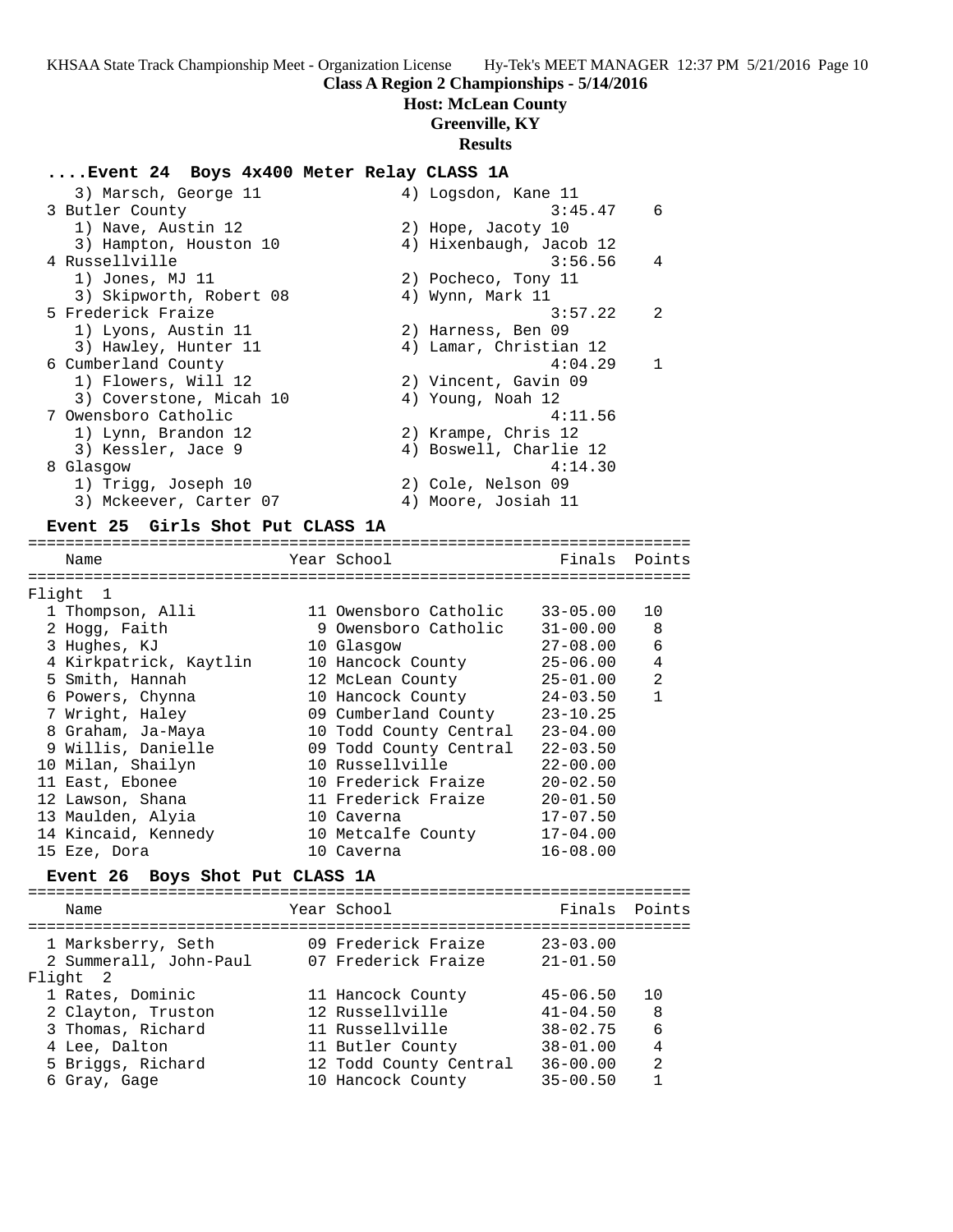## Class A Region 2 Championships - 5/14/2016

### Host: McLean County

### Greenville, KY

### Results

### ....Event 24 Boys 4x400 Meter Relay CLASS 1A

| Place | Team | Finals | Points |
|---|---|---|---|
| | 3) Marsch, George 11 / 4) Logsdon, Kane 11 | | |
| 3 | Butler County | 3:45.47 | 6 |
| | 1) Nave, Austin 12 / 2) Hope, Jacoty 10 / 3) Hampton, Houston 10 / 4) Hixenbaugh, Jacob 12 | | |
| 4 | Russellville | 3:56.56 | 4 |
| | 1) Jones, MJ 11 / 2) Pocheco, Tony 11 / 3) Skipworth, Robert 08 / 4) Wynn, Mark 11 | | |
| 5 | Frederick Fraize | 3:57.22 | 2 |
| | 1) Lyons, Austin 11 / 2) Harness, Ben 09 / 3) Hawley, Hunter 11 / 4) Lamar, Christian 12 | | |
| 6 | Cumberland County | 4:04.29 | 1 |
| | 1) Flowers, Will 12 / 2) Vincent, Gavin 09 / 3) Coverstone, Micah 10 / 4) Young, Noah 12 | | |
| 7 | Owensboro Catholic | 4:11.56 | |
| | 1) Lynn, Brandon 12 / 2) Krampe, Chris 12 / 3) Kessler, Jace 9 / 4) Boswell, Charlie 12 | | |
| 8 | Glasgow | 4:14.30 | |
| | 1) Trigg, Joseph 10 / 2) Cole, Nelson 09 / 3) Mckeever, Carter 07 / 4) Moore, Josiah 11 | | |

### Event 25 Girls Shot Put CLASS 1A

| Place | Name | Year | School | Finals | Points |
|---|---|---|---|---|---|
| **Flight 1** | | | | | |
| 1 | Thompson, Alli | 11 | Owensboro Catholic | 33-05.00 | 10 |
| 2 | Hogg, Faith | 9 | Owensboro Catholic | 31-00.00 | 8 |
| 3 | Hughes, KJ | 10 | Glasgow | 27-08.00 | 6 |
| 4 | Kirkpatrick, Kaytlin | 10 | Hancock County | 25-06.00 | 4 |
| 5 | Smith, Hannah | 12 | McLean County | 25-01.00 | 2 |
| 6 | Powers, Chynna | 10 | Hancock County | 24-03.50 | 1 |
| 7 | Wright, Haley | 09 | Cumberland County | 23-10.25 | |
| 8 | Graham, Ja-Maya | 10 | Todd County Central | 23-04.00 | |
| 9 | Willis, Danielle | 09 | Todd County Central | 22-03.50 | |
| 10 | Milan, Shailyn | 10 | Russellville | 22-00.00 | |
| 11 | East, Ebonee | 10 | Frederick Fraize | 20-02.50 | |
| 12 | Lawson, Shana | 11 | Frederick Fraize | 20-01.50 | |
| 13 | Maulden, Alyia | 10 | Caverna | 17-07.50 | |
| 14 | Kincaid, Kennedy | 10 | Metcalfe County | 17-04.00 | |
| 15 | Eze, Dora | 10 | Caverna | 16-08.00 | |

### Event 26 Boys Shot Put CLASS 1A

| Place | Name | Year | School | Finals | Points |
|---|---|---|---|---|---|
| 1 | Marksberry, Seth | 09 | Frederick Fraize | 23-03.00 | |
| 2 | Summerall, John-Paul | 07 | Frederick Fraize | 21-01.50 | |
| **Flight 2** | | | | | |
| 1 | Rates, Dominic | 11 | Hancock County | 45-06.50 | 10 |
| 2 | Clayton, Truston | 12 | Russellville | 41-04.50 | 8 |
| 3 | Thomas, Richard | 11 | Russellville | 38-02.75 | 6 |
| 4 | Lee, Dalton | 11 | Butler County | 38-01.00 | 4 |
| 5 | Briggs, Richard | 12 | Todd County Central | 36-00.00 | 2 |
| 6 | Gray, Gage | 10 | Hancock County | 35-00.50 | 1 |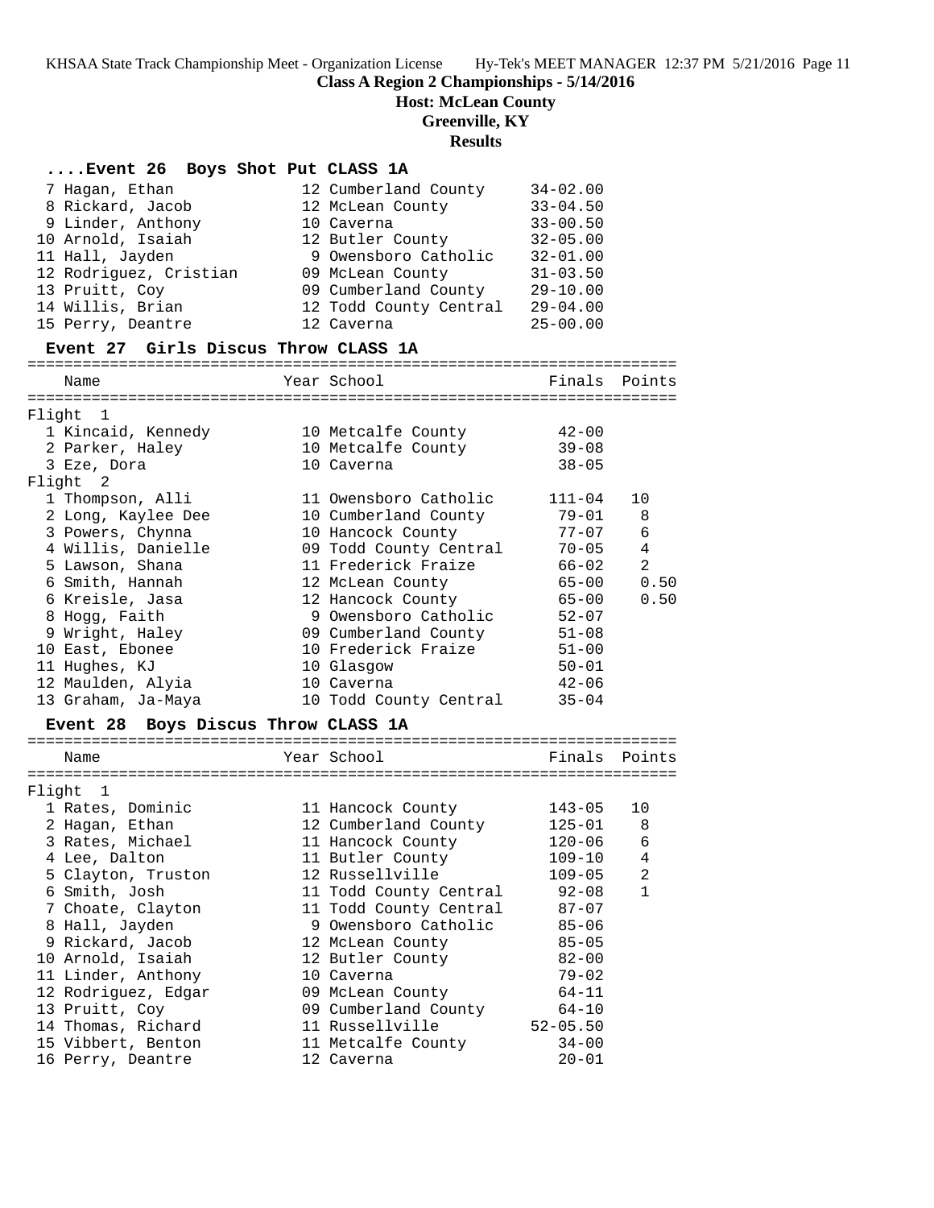**Class A Region 2 Championships - 5/14/2016**

**Host: McLean County**

**Greenville, KY**

**Results**

### ....Event 26 Boys Shot Put CLASS 1A

| Place | Name | Year | School | Finals |
|---|---|---|---|---|
| 7 | Hagan, Ethan | 12 | Cumberland County | 34-02.00 |
| 8 | Rickard, Jacob | 12 | McLean County | 33-04.50 |
| 9 | Linder, Anthony | 10 | Caverna | 33-00.50 |
| 10 | Arnold, Isaiah | 12 | Butler County | 32-05.00 |
| 11 | Hall, Jayden | 9 | Owensboro Catholic | 32-01.00 |
| 12 | Rodriguez, Cristian | 09 | McLean County | 31-03.50 |
| 13 | Pruitt, Coy | 09 | Cumberland County | 29-10.00 |
| 14 | Willis, Brian | 12 | Todd County Central | 29-04.00 |
| 15 | Perry, Deantre | 12 | Caverna | 25-00.00 |

### Event 27 Girls Discus Throw CLASS 1A

| Place | Name | Year | School | Finals | Points |
|---|---|---|---|---|---|
| **Flight 1** | | | | | |
| 1 | Kincaid, Kennedy | 10 | Metcalfe County | 42-00 | |
| 2 | Parker, Haley | 10 | Metcalfe County | 39-08 | |
| 3 | Eze, Dora | 10 | Caverna | 38-05 | |
| **Flight 2** | | | | | |
| 1 | Thompson, Alli | 11 | Owensboro Catholic | 111-04 | 10 |
| 2 | Long, Kaylee Dee | 10 | Cumberland County | 79-01 | 8 |
| 3 | Powers, Chynna | 10 | Hancock County | 77-07 | 6 |
| 4 | Willis, Danielle | 09 | Todd County Central | 70-05 | 4 |
| 5 | Lawson, Shana | 11 | Frederick Fraize | 66-02 | 2 |
| 6 | Smith, Hannah | 12 | McLean County | 65-00 | 0.50 |
| 6 | Kreisle, Jasa | 12 | Hancock County | 65-00 | 0.50 |
| 8 | Hogg, Faith | 9 | Owensboro Catholic | 52-07 | |
| 9 | Wright, Haley | 09 | Cumberland County | 51-08 | |
| 10 | East, Ebonee | 10 | Frederick Fraize | 51-00 | |
| 11 | Hughes, KJ | 10 | Glasgow | 50-01 | |
| 12 | Maulden, Alyia | 10 | Caverna | 42-06 | |
| 13 | Graham, Ja-Maya | 10 | Todd County Central | 35-04 | |

### Event 28 Boys Discus Throw CLASS 1A

| Place | Name | Year | School | Finals | Points |
|---|---|---|---|---|---|
| **Flight 1** | | | | | |
| 1 | Rates, Dominic | 11 | Hancock County | 143-05 | 10 |
| 2 | Hagan, Ethan | 12 | Cumberland County | 125-01 | 8 |
| 3 | Rates, Michael | 11 | Hancock County | 120-06 | 6 |
| 4 | Lee, Dalton | 11 | Butler County | 109-10 | 4 |
| 5 | Clayton, Truston | 12 | Russellville | 109-05 | 2 |
| 6 | Smith, Josh | 11 | Todd County Central | 92-08 | 1 |
| 7 | Choate, Clayton | 11 | Todd County Central | 87-07 | |
| 8 | Hall, Jayden | 9 | Owensboro Catholic | 85-06 | |
| 9 | Rickard, Jacob | 12 | McLean County | 85-05 | |
| 10 | Arnold, Isaiah | 12 | Butler County | 82-00 | |
| 11 | Linder, Anthony | 10 | Caverna | 79-02 | |
| 12 | Rodriguez, Edgar | 09 | McLean County | 64-11 | |
| 13 | Pruitt, Coy | 09 | Cumberland County | 64-10 | |
| 14 | Thomas, Richard | 11 | Russellville | 52-05.50 | |
| 15 | Vibbert, Benton | 11 | Metcalfe County | 34-00 | |
| 16 | Perry, Deantre | 12 | Caverna | 20-01 | |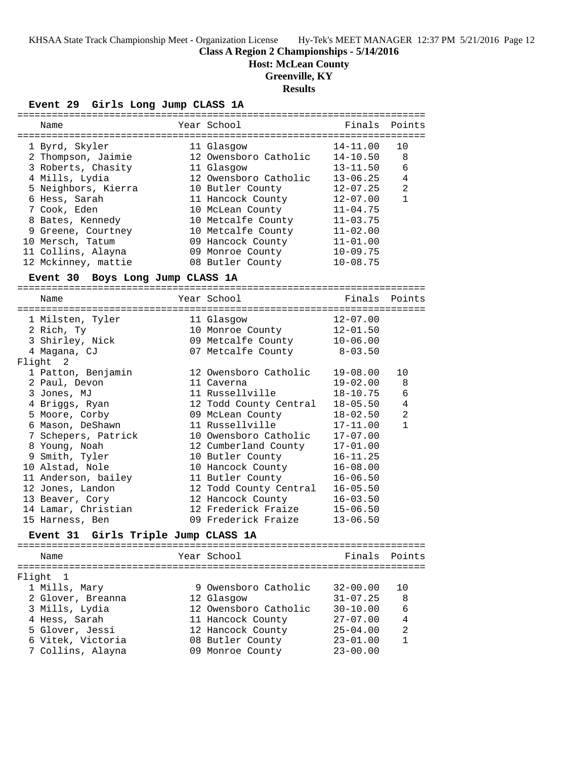**Class A Region 2 Championships - 5/14/2016**

**Host: McLean County**

**Greenville, KY**

**Results**

### Event 29 Girls Long Jump CLASS 1A

| | Name | Year | School | Finals | Points |
|---|---|---|---|---|---|
| 1 | Byrd, Skyler | 11 | Glasgow | 14-11.00 | 10 |
| 2 | Thompson, Jaimie | 12 | Owensboro Catholic | 14-10.50 | 8 |
| 3 | Roberts, Chasity | 11 | Glasgow | 13-11.50 | 6 |
| 4 | Mills, Lydia | 12 | Owensboro Catholic | 13-06.25 | 4 |
| 5 | Neighbors, Kierra | 10 | Butler County | 12-07.25 | 2 |
| 6 | Hess, Sarah | 11 | Hancock County | 12-07.00 | 1 |
| 7 | Cook, Eden | 10 | McLean County | 11-04.75 | |
| 8 | Bates, Kennedy | 10 | Metcalfe County | 11-03.75 | |
| 9 | Greene, Courtney | 10 | Metcalfe County | 11-02.00 | |
| 10 | Mersch, Tatum | 09 | Hancock County | 11-01.00 | |
| 11 | Collins, Alayna | 09 | Monroe County | 10-09.75 | |
| 12 | Mckinney, mattie | 08 | Butler County | 10-08.75 | |

### Event 30 Boys Long Jump CLASS 1A

| | Name | Year | School | Finals | Points |
|---|---|---|---|---|---|
| 1 | Milsten, Tyler | 11 | Glasgow | 12-07.00 | |
| 2 | Rich, Ty | 10 | Monroe County | 12-01.50 | |
| 3 | Shirley, Nick | 09 | Metcalfe County | 10-06.00 | |
| 4 | Magana, CJ | 07 | Metcalfe County | 8-03.50 | |
| **Flight 2** | | | | | |
| 1 | Patton, Benjamin | 12 | Owensboro Catholic | 19-08.00 | 10 |
| 2 | Paul, Devon | 11 | Caverna | 19-02.00 | 8 |
| 3 | Jones, MJ | 11 | Russellville | 18-10.75 | 6 |
| 4 | Briggs, Ryan | 12 | Todd County Central | 18-05.50 | 4 |
| 5 | Moore, Corby | 09 | McLean County | 18-02.50 | 2 |
| 6 | Mason, DeShawn | 11 | Russellville | 17-11.00 | 1 |
| 7 | Schepers, Patrick | 10 | Owensboro Catholic | 17-07.00 | |
| 8 | Young, Noah | 12 | Cumberland County | 17-01.00 | |
| 9 | Smith, Tyler | 10 | Butler County | 16-11.25 | |
| 10 | Alstad, Nole | 10 | Hancock County | 16-08.00 | |
| 11 | Anderson, bailey | 11 | Butler County | 16-06.50 | |
| 12 | Jones, Landon | 12 | Todd County Central | 16-05.50 | |
| 13 | Beaver, Cory | 12 | Hancock County | 16-03.50 | |
| 14 | Lamar, Christian | 12 | Frederick Fraize | 15-06.50 | |
| 15 | Harness, Ben | 09 | Frederick Fraize | 13-06.50 | |

### Event 31 Girls Triple Jump CLASS 1A

| | Name | Year | School | Finals | Points |
|---|---|---|---|---|---|
| **Flight 1** | | | | | |
| 1 | Mills, Mary | 9 | Owensboro Catholic | 32-00.00 | 10 |
| 2 | Glover, Breanna | 12 | Glasgow | 31-07.25 | 8 |
| 3 | Mills, Lydia | 12 | Owensboro Catholic | 30-10.00 | 6 |
| 4 | Hess, Sarah | 11 | Hancock County | 27-07.00 | 4 |
| 5 | Glover, Jessi | 12 | Hancock County | 25-04.00 | 2 |
| 6 | Vitek, Victoria | 08 | Butler County | 23-01.00 | 1 |
| 7 | Collins, Alayna | 09 | Monroe County | 23-00.00 | |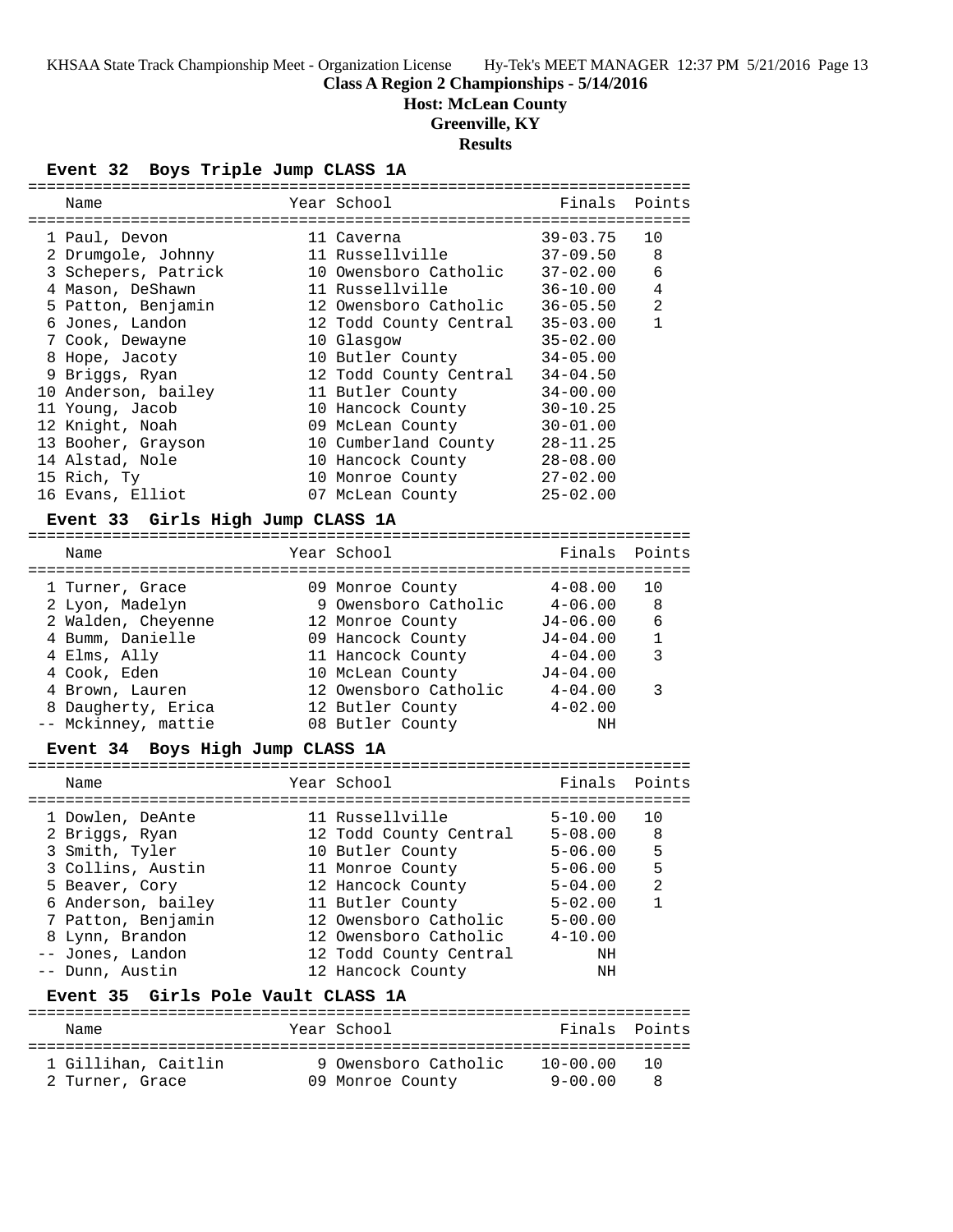## Class A Region 2 Championships - 5/14/2016

**Host: McLean County**

**Greenville, KY**

**Results**

### Event 32 Boys Triple Jump CLASS 1A

| | Name | Year | School | Finals | Points |
|---|---|---|---|---|---|
| 1 | Paul, Devon | 11 | Caverna | 39-03.75 | 10 |
| 2 | Drumgole, Johnny | 11 | Russellville | 37-09.50 | 8 |
| 3 | Schepers, Patrick | 10 | Owensboro Catholic | 37-02.00 | 6 |
| 4 | Mason, DeShawn | 11 | Russellville | 36-10.00 | 4 |
| 5 | Patton, Benjamin | 12 | Owensboro Catholic | 36-05.50 | 2 |
| 6 | Jones, Landon | 12 | Todd County Central | 35-03.00 | 1 |
| 7 | Cook, Dewayne | 10 | Glasgow | 35-02.00 | |
| 8 | Hope, Jacoty | 10 | Butler County | 34-05.00 | |
| 9 | Briggs, Ryan | 12 | Todd County Central | 34-04.50 | |
| 10 | Anderson, bailey | 11 | Butler County | 34-00.00 | |
| 11 | Young, Jacob | 10 | Hancock County | 30-10.25 | |
| 12 | Knight, Noah | 09 | McLean County | 30-01.00 | |
| 13 | Booher, Grayson | 10 | Cumberland County | 28-11.25 | |
| 14 | Alstad, Nole | 10 | Hancock County | 28-08.00 | |
| 15 | Rich, Ty | 10 | Monroe County | 27-02.00 | |
| 16 | Evans, Elliot | 07 | McLean County | 25-02.00 | |

### Event 33 Girls High Jump CLASS 1A

| | Name | Year | School | Finals | Points |
|---|---|---|---|---|---|
| 1 | Turner, Grace | 09 | Monroe County | 4-08.00 | 10 |
| 2 | Lyon, Madelyn | 9 | Owensboro Catholic | 4-06.00 | 8 |
| 2 | Walden, Cheyenne | 12 | Monroe County | J4-06.00 | 6 |
| 4 | Bumm, Danielle | 09 | Hancock County | J4-04.00 | 1 |
| 4 | Elms, Ally | 11 | Hancock County | 4-04.00 | 3 |
| 4 | Cook, Eden | 10 | McLean County | J4-04.00 | |
| 4 | Brown, Lauren | 12 | Owensboro Catholic | 4-04.00 | 3 |
| 8 | Daugherty, Erica | 12 | Butler County | 4-02.00 | |
| -- | Mckinney, mattie | 08 | Butler County | NH | |

### Event 34 Boys High Jump CLASS 1A

| | Name | Year | School | Finals | Points |
|---|---|---|---|---|---|
| 1 | Dowlen, DeAnte | 11 | Russellville | 5-10.00 | 10 |
| 2 | Briggs, Ryan | 12 | Todd County Central | 5-08.00 | 8 |
| 3 | Smith, Tyler | 10 | Butler County | 5-06.00 | 5 |
| 3 | Collins, Austin | 11 | Monroe County | 5-06.00 | 5 |
| 5 | Beaver, Cory | 12 | Hancock County | 5-04.00 | 2 |
| 6 | Anderson, bailey | 11 | Butler County | 5-02.00 | 1 |
| 7 | Patton, Benjamin | 12 | Owensboro Catholic | 5-00.00 | |
| 8 | Lynn, Brandon | 12 | Owensboro Catholic | 4-10.00 | |
| -- | Jones, Landon | 12 | Todd County Central | NH | |
| -- | Dunn, Austin | 12 | Hancock County | NH | |

### Event 35 Girls Pole Vault CLASS 1A

| | Name | Year | School | Finals | Points |
|---|---|---|---|---|---|
| 1 | Gillihan, Caitlin | 9 | Owensboro Catholic | 10-00.00 | 10 |
| 2 | Turner, Grace | 09 | Monroe County | 9-00.00 | 8 |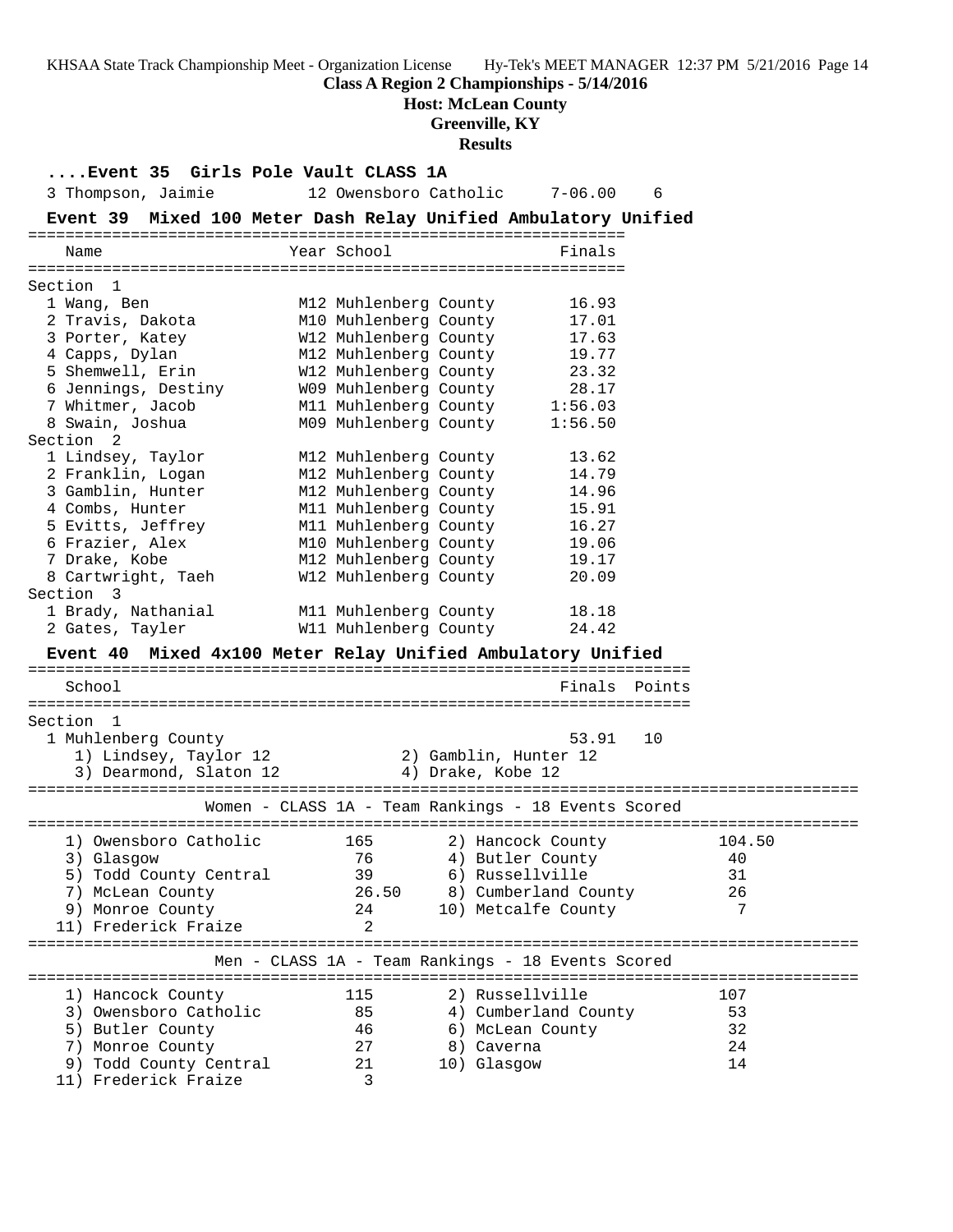**Class A Region 2 Championships - 5/14/2016**
**Host: McLean County**
**Greenville, KY**
**Results**

### ....Event 35 Girls Pole Vault CLASS 1A

| | | | | | |
|---|---|---|---|---|---|
| 3 | Thompson, Jaimie | 12 | Owensboro Catholic | 7-06.00 | 6 |

### Event 39 Mixed 100 Meter Dash Relay Unified Ambulatory Unified

| | Name | Year | School | Finals |
|---|---|---|---|---|
| **Section 1** | | | | |
| 1 | Wang, Ben | M12 | Muhlenberg County | 16.93 |
| 2 | Travis, Dakota | M10 | Muhlenberg County | 17.01 |
| 3 | Porter, Katey | W12 | Muhlenberg County | 17.63 |
| 4 | Capps, Dylan | M12 | Muhlenberg County | 19.77 |
| 5 | Shemwell, Erin | W12 | Muhlenberg County | 23.32 |
| 6 | Jennings, Destiny | W09 | Muhlenberg County | 28.17 |
| 7 | Whitmer, Jacob | M11 | Muhlenberg County | 1:56.03 |
| 8 | Swain, Joshua | M09 | Muhlenberg County | 1:56.50 |
| **Section 2** | | | | |
| 1 | Lindsey, Taylor | M12 | Muhlenberg County | 13.62 |
| 2 | Franklin, Logan | M12 | Muhlenberg County | 14.79 |
| 3 | Gamblin, Hunter | M12 | Muhlenberg County | 14.96 |
| 4 | Combs, Hunter | M11 | Muhlenberg County | 15.91 |
| 5 | Evitts, Jeffrey | M11 | Muhlenberg County | 16.27 |
| 6 | Frazier, Alex | M10 | Muhlenberg County | 19.06 |
| 7 | Drake, Kobe | M12 | Muhlenberg County | 19.17 |
| 8 | Cartwright, Taeh | W12 | Muhlenberg County | 20.09 |
| **Section 3** | | | | |
| 1 | Brady, Nathanial | M11 | Muhlenberg County | 18.18 |
| 2 | Gates, Tayler | W11 | Muhlenberg County | 24.42 |

### Event 40 Mixed 4x100 Meter Relay Unified Ambulatory Unified

| | School | Finals | Points |
|---|---|---|---|
| **Section 1** | | | |
| 1 | Muhlenberg County | 53.91 | 10 |

1) Lindsey, Taylor 12 2) Gamblin, Hunter 12
3) Dearmond, Slaton 12 4) Drake, Kobe 12

### Women - CLASS 1A - Team Rankings - 18 Events Scored

| | | | |
|---|---|---|---|
| 1) Owensboro Catholic | 165 | 2) Hancock County | 104.50 |
| 3) Glasgow | 76 | 4) Butler County | 40 |
| 5) Todd County Central | 39 | 6) Russellville | 31 |
| 7) McLean County | 26.50 | 8) Cumberland County | 26 |
| 9) Monroe County | 24 | 10) Metcalfe County | 7 |
| 11) Frederick Fraize | 2 | | |

### Men - CLASS 1A - Team Rankings - 18 Events Scored

| | | | |
|---|---|---|---|
| 1) Hancock County | 115 | 2) Russellville | 107 |
| 3) Owensboro Catholic | 85 | 4) Cumberland County | 53 |
| 5) Butler County | 46 | 6) McLean County | 32 |
| 7) Monroe County | 27 | 8) Caverna | 24 |
| 9) Todd County Central | 21 | 10) Glasgow | 14 |
| 11) Frederick Fraize | 3 | | |